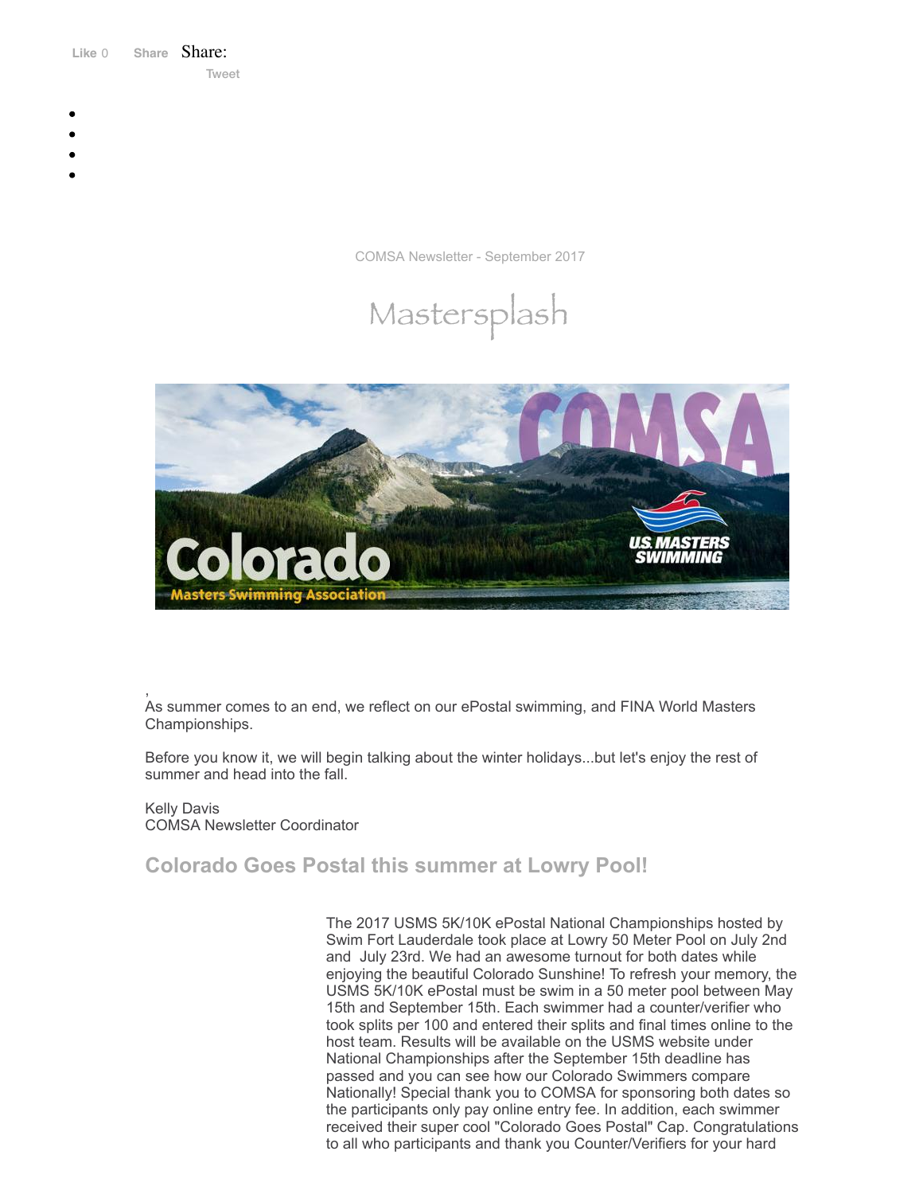Like 0 Share Share:

Tweet

COMSA Newsletter - September 2017

# Mastersplash

,
As summer comes to an end, we reflect on our ePostal swimming, and FINA World Masters Championships.

Before you know it, we will begin talking about the winter holidays...but let's enjoy the rest of summer and head into the fall.

Kelly Davis
COMSA Newsletter Coordinator

## Colorado Goes Postal this summer at Lowry Pool!

The 2017 USMS 5K/10K ePostal National Championships hosted by Swim Fort Lauderdale took place at Lowry 50 Meter Pool on July 2nd and July 23rd. We had an awesome turnout for both dates while enjoying the beautiful Colorado Sunshine! To refresh your memory, the USMS 5K/10K ePostal must be swim in a 50 meter pool between May 15th and September 15th. Each swimmer had a counter/verifier who took splits per 100 and entered their splits and final times online to the host team. Results will be available on the USMS website under National Championships after the September 15th deadline has passed and you can see how our Colorado Swimmers compare Nationally! Special thank you to COMSA for sponsoring both dates so the participants only pay online entry fee. In addition, each swimmer received their super cool "Colorado Goes Postal" Cap. Congratulations to all who participants and thank you Counter/Verifiers for your hard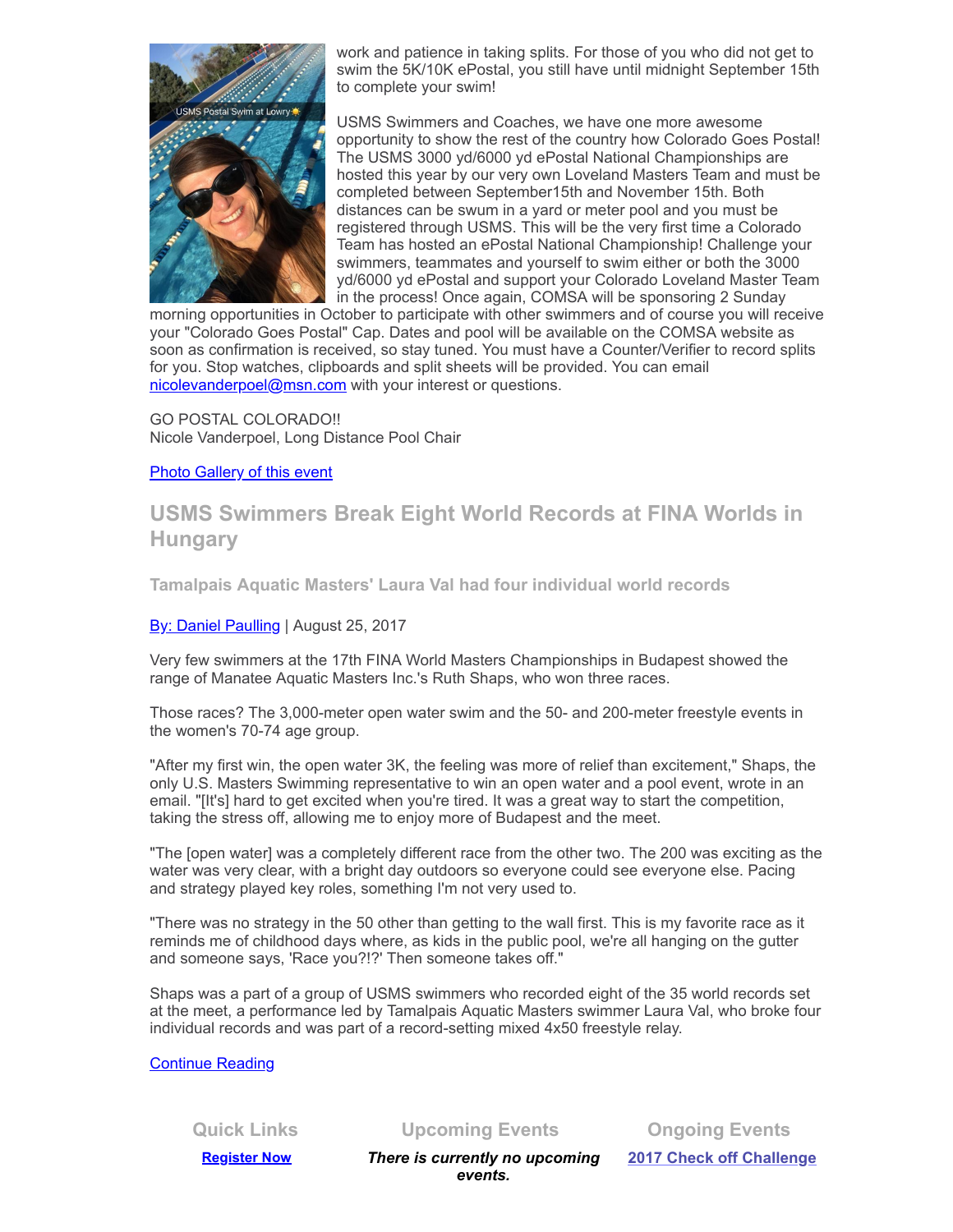work and patience in taking splits. For those of you who did not get to swim the 5K/10K ePostal, you still have until midnight September 15th to complete your swim!

USMS Swimmers and Coaches, we have one more awesome opportunity to show the rest of the country how Colorado Goes Postal! The USMS 3000 yd/6000 yd ePostal National Championships are hosted this year by our very own Loveland Masters Team and must be completed between September15th and November 15th. Both distances can be swum in a yard or meter pool and you must be registered through USMS. This will be the very first time a Colorado Team has hosted an ePostal National Championship! Challenge your swimmers, teammates and yourself to swim either or both the 3000 yd/6000 yd ePostal and support your Colorado Loveland Master Team in the process! Once again, COMSA will be sponsoring 2 Sunday morning opportunities in October to participate with other swimmers and of course you will receive your "Colorado Goes Postal" Cap. Dates and pool will be available on the COMSA website as soon as confirmation is received, so stay tuned. You must have a Counter/Verifier to record splits for you. Stop watches, clipboards and split sheets will be provided. You can email nicolevanderpoel@msn.com with your interest or questions.

GO POSTAL COLORADO!!
Nicole Vanderpoel, Long Distance Pool Chair

Photo Gallery of this event

## USMS Swimmers Break Eight World Records at FINA Worlds in Hungary

### Tamalpais Aquatic Masters' Laura Val had four individual world records

By: Daniel Paulling | August 25, 2017

Very few swimmers at the 17th FINA World Masters Championships in Budapest showed the range of Manatee Aquatic Masters Inc.'s Ruth Shaps, who won three races.

Those races? The 3,000-meter open water swim and the 50- and 200-meter freestyle events in the women's 70-74 age group.

"After my first win, the open water 3K, the feeling was more of relief than excitement," Shaps, the only U.S. Masters Swimming representative to win an open water and a pool event, wrote in an email. "[It's] hard to get excited when you're tired. It was a great way to start the competition, taking the stress off, allowing me to enjoy more of Budapest and the meet.

"The [open water] was a completely different race from the other two. The 200 was exciting as the water was very clear, with a bright day outdoors so everyone could see everyone else. Pacing and strategy played key roles, something I'm not very used to.

"There was no strategy in the 50 other than getting to the wall first. This is my favorite race as it reminds me of childhood days where, as kids in the public pool, we're all hanging on the gutter and someone says, 'Race you?!?' Then someone takes off."

Shaps was a part of a group of USMS swimmers who recorded eight of the 35 world records set at the meet, a performance led by Tamalpais Aquatic Masters swimmer Laura Val, who broke four individual records and was part of a record-setting mixed 4x50 freestyle relay.

Continue Reading

| Quick Links | Upcoming Events | Ongoing Events |
| --- | --- | --- |
| **Register Now** | ***There is currently no upcoming events.*** | **2017 Check off Challenge** |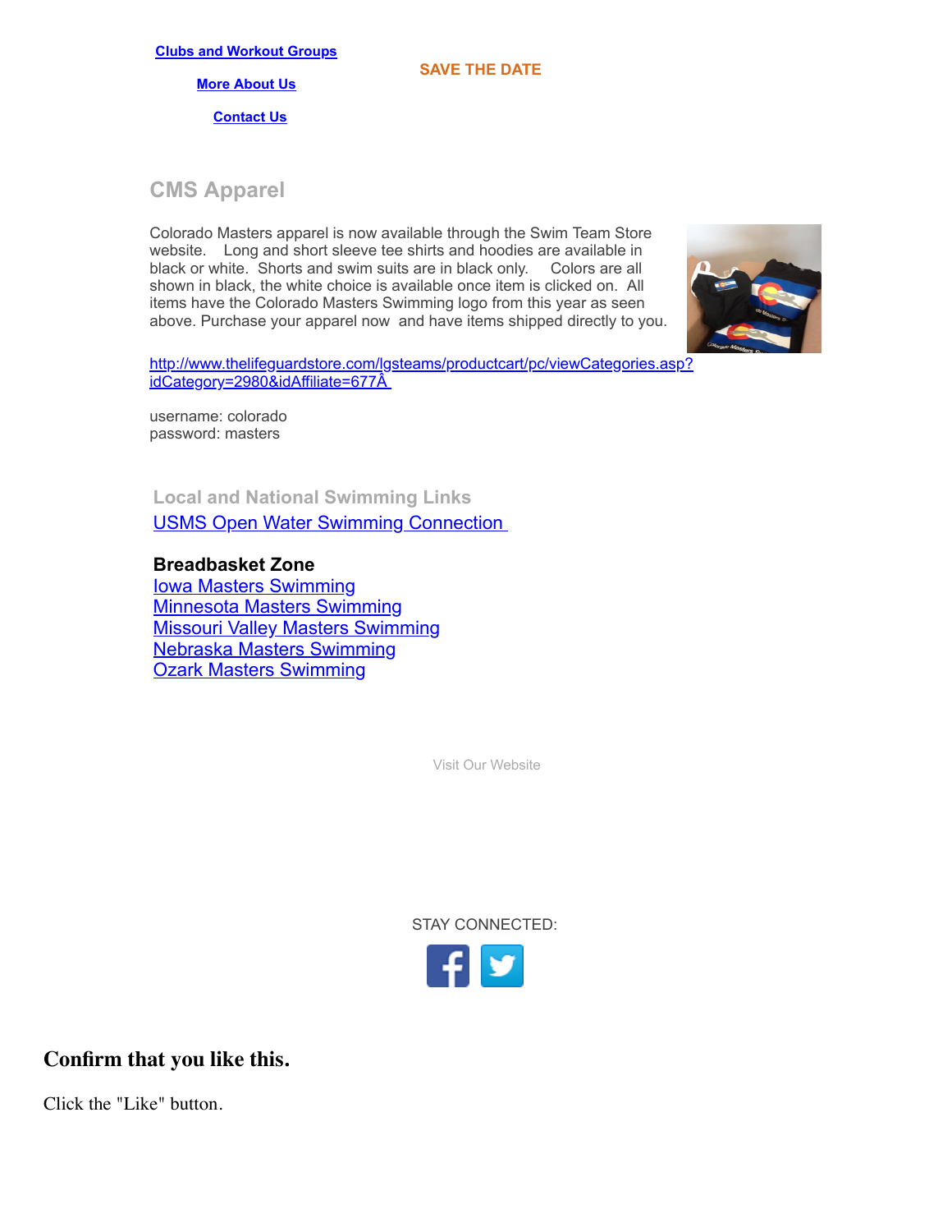[Clubs and Workout Groups]

[More About Us]

[Contact Us]

**SAVE THE DATE**

## CMS Apparel

Colorado Masters apparel is now available through the Swim Team Store website. Long and short sleeve tee shirts and hoodies are available in black or white. Shorts and swim suits are in black only. Colors are all shown in black, the white choice is available once item is clicked on. All items have the Colorado Masters Swimming logo from this year as seen above. Purchase your apparel now and have items shipped directly to you.

http://www.thelifeguardstore.com/lgsteams/productcart/pc/viewCategories.asp?idCategory=2980&idAffiliate=677Â

username: colorado
password: masters

### Local and National Swimming Links

USMS Open Water Swimming Connection

**Breadbasket Zone**

Iowa Masters Swimming
Minnesota Masters Swimming
Missouri Valley Masters Swimming
Nebraska Masters Swimming
Ozark Masters Swimming

Visit Our Website

STAY CONNECTED:

## Confirm that you like this.

Click the "Like" button.